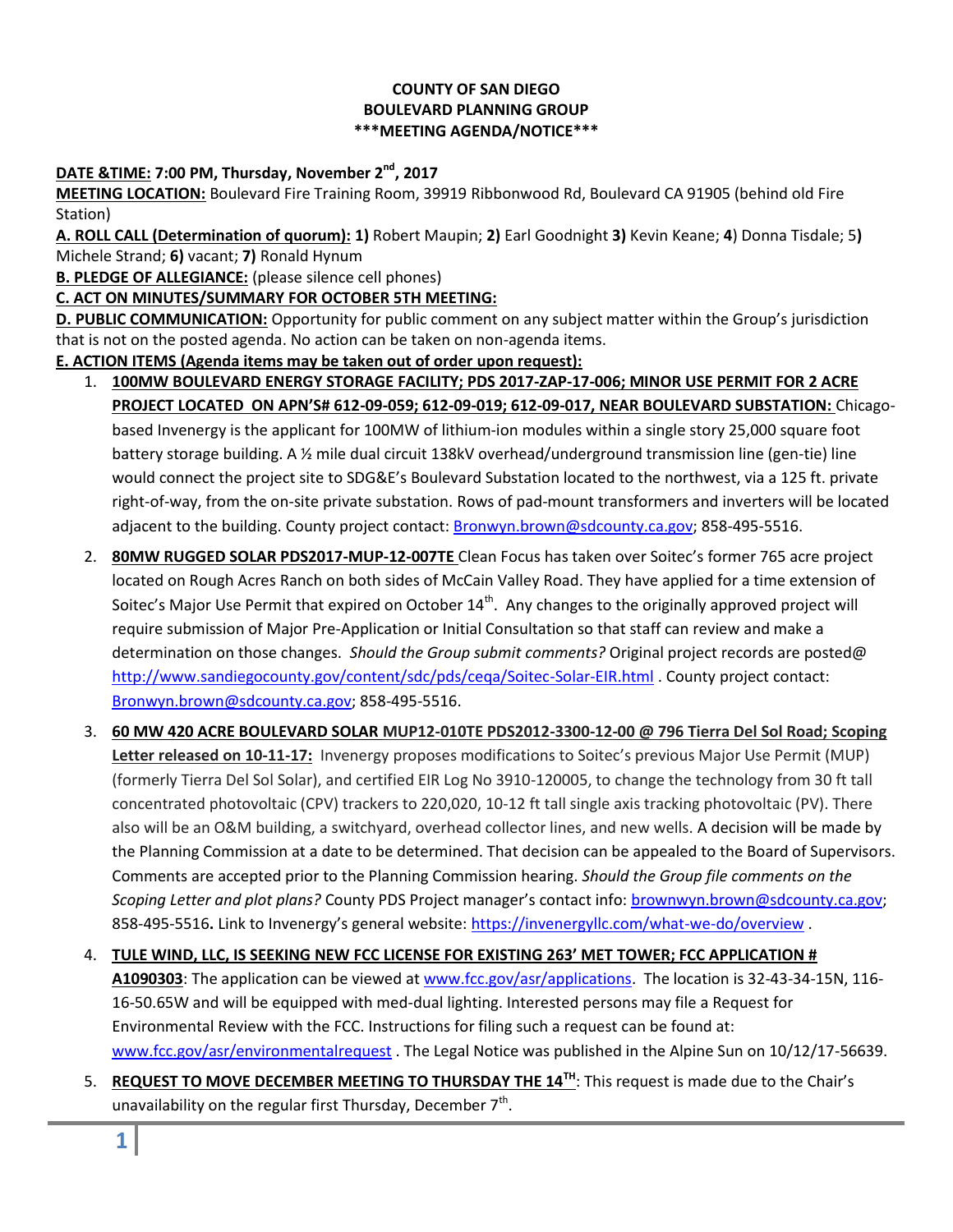**COUNTY OF SAN DIEGO**
**BOULEVARD PLANNING GROUP**
**\*\*\*MEETING AGENDA/NOTICE\*\*\***

**DATE &TIME: 7:00 PM, Thursday, November 2nd, 2017**

**MEETING LOCATION:** Boulevard Fire Training Room, 39919 Ribbonwood Rd, Boulevard CA 91905 (behind old Fire Station)

**A. ROLL CALL (Determination of quorum): 1)** Robert Maupin; **2)** Earl Goodnight **3)** Kevin Keane; **4**) Donna Tisdale; 5**)** Michele Strand; **6)** vacant; **7)** Ronald Hynum

**B. PLEDGE OF ALLEGIANCE:** (please silence cell phones)

**C. ACT ON MINUTES/SUMMARY FOR OCTOBER 5TH MEETING:**

**D. PUBLIC COMMUNICATION:** Opportunity for public comment on any subject matter within the Group's jurisdiction that is not on the posted agenda. No action can be taken on non-agenda items.

**E. ACTION ITEMS (Agenda items may be taken out of order upon request):**

1. **100MW BOULEVARD ENERGY STORAGE FACILITY; PDS 2017-ZAP-17-006; MINOR USE PERMIT FOR 2 ACRE PROJECT LOCATED ON APN'S# 612-09-059; 612-09-019; 612-09-017, NEAR BOULEVARD SUBSTATION:** Chicago-based Invenergy is the applicant for 100MW of lithium-ion modules within a single story 25,000 square foot battery storage building. A ½ mile dual circuit 138kV overhead/underground transmission line (gen-tie) line would connect the project site to SDG&E's Boulevard Substation located to the northwest, via a 125 ft. private right-of-way, from the on-site private substation. Rows of pad-mount transformers and inverters will be located adjacent to the building. County project contact: Bronwyn.brown@sdcounty.ca.gov; 858-495-5516.

2. **80MW RUGGED SOLAR PDS2017-MUP-12-007TE** Clean Focus has taken over Soitec's former 765 acre project located on Rough Acres Ranch on both sides of McCain Valley Road. They have applied for a time extension of Soitec's Major Use Permit that expired on October 14th. Any changes to the originally approved project will require submission of Major Pre-Application or Initial Consultation so that staff can review and make a determination on those changes. *Should the Group submit comments?* Original project records are posted@ http://www.sandiegocounty.gov/content/sdc/pds/ceqa/Soitec-Solar-EIR.html . County project contact: Bronwyn.brown@sdcounty.ca.gov; 858-495-5516.

3. **60 MW 420 ACRE BOULEVARD SOLAR MUP12-010TE PDS2012-3300-12-00 @ 796 Tierra Del Sol Road; Scoping Letter released on 10-11-17:** Invenergy proposes modifications to Soitec's previous Major Use Permit (MUP) (formerly Tierra Del Sol Solar), and certified EIR Log No 3910-120005, to change the technology from 30 ft tall concentrated photovoltaic (CPV) trackers to 220,020, 10-12 ft tall single axis tracking photovoltaic (PV). There also will be an O&M building, a switchyard, overhead collector lines, and new wells. A decision will be made by the Planning Commission at a date to be determined. That decision can be appealed to the Board of Supervisors. Comments are accepted prior to the Planning Commission hearing. *Should the Group file comments on the Scoping Letter and plot plans?* County PDS Project manager's contact info: brownwyn.brown@sdcounty.ca.gov; 858-495-5516**.** Link to Invenergy's general website: https://invenergyllc.com/what-we-do/overview .

4. **TULE WIND, LLC, IS SEEKING NEW FCC LICENSE FOR EXISTING 263' MET TOWER; FCC APPLICATION # A1090303**: The application can be viewed at www.fcc.gov/asr/applications. The location is 32-43-34-15N, 116-16-50.65W and will be equipped with med-dual lighting. Interested persons may file a Request for Environmental Review with the FCC. Instructions for filing such a request can be found at: www.fcc.gov/asr/environmentalrequest . The Legal Notice was published in the Alpine Sun on 10/12/17-56639.

5. **REQUEST TO MOVE DECEMBER MEETING TO THURSDAY THE 14TH**: This request is made due to the Chair's unavailability on the regular first Thursday, December 7th.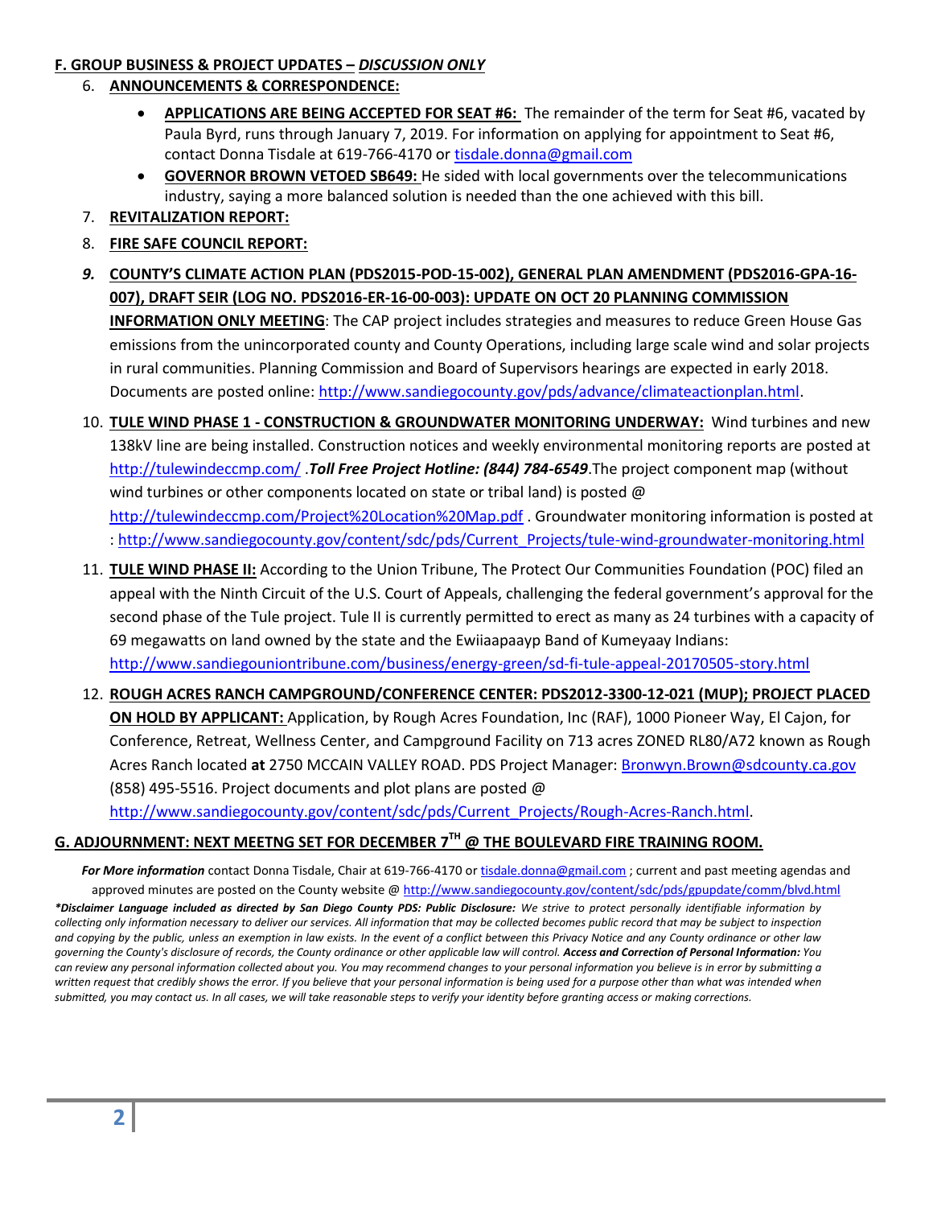## F. GROUP BUSINESS & PROJECT UPDATES – *DISCUSSION ONLY*

6. **ANNOUNCEMENTS & CORRESPONDENCE:**
   - **APPLICATIONS ARE BEING ACCEPTED FOR SEAT #6:** The remainder of the term for Seat #6, vacated by Paula Byrd, runs through January 7, 2019. For information on applying for appointment to Seat #6, contact Donna Tisdale at 619-766-4170 or tisdale.donna@gmail.com
   - **GOVERNOR BROWN VETOED SB649:** He sided with local governments over the telecommunications industry, saying a more balanced solution is needed than the one achieved with this bill.
7. **REVITALIZATION REPORT:**
8. **FIRE SAFE COUNCIL REPORT:**
9. **COUNTY'S CLIMATE ACTION PLAN (PDS2015-POD-15-002), GENERAL PLAN AMENDMENT (PDS2016-GPA-16-007), DRAFT SEIR (LOG NO. PDS2016-ER-16-00-003): UPDATE ON OCT 20 PLANNING COMMISSION INFORMATION ONLY MEETING**: The CAP project includes strategies and measures to reduce Green House Gas emissions from the unincorporated county and County Operations, including large scale wind and solar projects in rural communities. Planning Commission and Board of Supervisors hearings are expected in early 2018. Documents are posted online: http://www.sandiegocounty.gov/pds/advance/climateactionplan.html.
10. **TULE WIND PHASE 1 - CONSTRUCTION & GROUNDWATER MONITORING UNDERWAY:** Wind turbines and new 138kV line are being installed. Construction notices and weekly environmental monitoring reports are posted at http://tulewindeccmp.com/ .***Toll Free Project Hotline: (844) 784-6549***.The project component map (without wind turbines or other components located on state or tribal land) is posted @ http://tulewindeccmp.com/Project%20Location%20Map.pdf . Groundwater monitoring information is posted at : http://www.sandiegocounty.gov/content/sdc/pds/Current_Projects/tule-wind-groundwater-monitoring.html
11. **TULE WIND PHASE II:** According to the Union Tribune, The Protect Our Communities Foundation (POC) filed an appeal with the Ninth Circuit of the U.S. Court of Appeals, challenging the federal government's approval for the second phase of the Tule project. Tule II is currently permitted to erect as many as 24 turbines with a capacity of 69 megawatts on land owned by the state and the Ewiiaapaayp Band of Kumeyaay Indians: http://www.sandiegouniontribune.com/business/energy-green/sd-fi-tule-appeal-20170505-story.html
12. **ROUGH ACRES RANCH CAMPGROUND/CONFERENCE CENTER: PDS2012-3300-12-021 (MUP); PROJECT PLACED ON HOLD BY APPLICANT:** Application, by Rough Acres Foundation, Inc (RAF), 1000 Pioneer Way, El Cajon, for Conference, Retreat, Wellness Center, and Campground Facility on 713 acres ZONED RL80/A72 known as Rough Acres Ranch located **at** 2750 MCCAIN VALLEY ROAD. PDS Project Manager: Bronwyn.Brown@sdcounty.ca.gov (858) 495-5516. Project documents and plot plans are posted @ http://www.sandiegocounty.gov/content/sdc/pds/Current_Projects/Rough-Acres-Ranch.html.

## G. ADJOURNMENT: NEXT MEETNG SET FOR DECEMBER 7TH @ THE BOULEVARD FIRE TRAINING ROOM.

***For More information*** contact Donna Tisdale, Chair at 619-766-4170 or tisdale.donna@gmail.com ; current and past meeting agendas and approved minutes are posted on the County website @ http://www.sandiegocounty.gov/content/sdc/pds/gpupdate/comm/blvd.html

****Disclaimer Language included as directed by San Diego County PDS: Public Disclosure:*** *We strive to protect personally identifiable information by collecting only information necessary to deliver our services. All information that may be collected becomes public record that may be subject to inspection and copying by the public, unless an exemption in law exists. In the event of a conflict between this Privacy Notice and any County ordinance or other law governing the County's disclosure of records, the County ordinance or other applicable law will control.* ***Access and Correction of Personal Information:*** *You can review any personal information collected about you. You may recommend changes to your personal information you believe is in error by submitting a written request that credibly shows the error. If you believe that your personal information is being used for a purpose other than what was intended when submitted, you may contact us. In all cases, we will take reasonable steps to verify your identity before granting access or making corrections.*